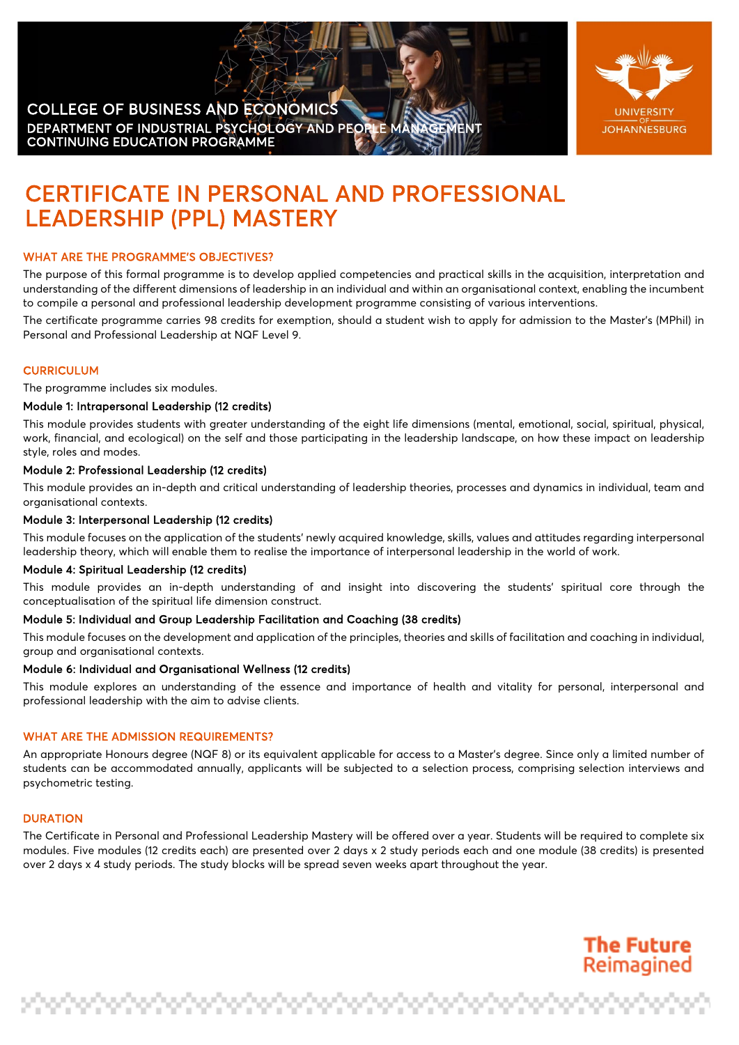COLLEGE OF BUSINESS AND ECONOMICS
DEPARTMENT OF INDUSTRIAL PSYCHOLOGY AND PEOPLE MANAGEMENT
CONTINUING EDUCATION PROGRAMME

UNIVERSITY OF JOHANNESBURG

# CERTIFICATE IN PERSONAL AND PROFESSIONAL LEADERSHIP (PPL) MASTERY

## WHAT ARE THE PROGRAMME'S OBJECTIVES?

The purpose of this formal programme is to develop applied competencies and practical skills in the acquisition, interpretation and understanding of the different dimensions of leadership in an individual and within an organisational context, enabling the incumbent to compile a personal and professional leadership development programme consisting of various interventions.

The certificate programme carries 98 credits for exemption, should a student wish to apply for admission to the Master's (MPhil) in Personal and Professional Leadership at NQF Level 9.

## CURRICULUM

The programme includes six modules.

### Module 1: Intrapersonal Leadership (12 credits)

This module provides students with greater understanding of the eight life dimensions (mental, emotional, social, spiritual, physical, work, financial, and ecological) on the self and those participating in the leadership landscape, on how these impact on leadership style, roles and modes.

### Module 2: Professional Leadership (12 credits)

This module provides an in-depth and critical understanding of leadership theories, processes and dynamics in individual, team and organisational contexts.

### Module 3: Interpersonal Leadership (12 credits)

This module focuses on the application of the students' newly acquired knowledge, skills, values and attitudes regarding interpersonal leadership theory, which will enable them to realise the importance of interpersonal leadership in the world of work.

### Module 4: Spiritual Leadership (12 credits)

This module provides an in-depth understanding of and insight into discovering the students' spiritual core through the conceptualisation of the spiritual life dimension construct.

### Module 5: Individual and Group Leadership Facilitation and Coaching (38 credits)

This module focuses on the development and application of the principles, theories and skills of facilitation and coaching in individual, group and organisational contexts.

### Module 6: Individual and Organisational Wellness (12 credits)

This module explores an understanding of the essence and importance of health and vitality for personal, interpersonal and professional leadership with the aim to advise clients.

## WHAT ARE THE ADMISSION REQUIREMENTS?

An appropriate Honours degree (NQF 8) or its equivalent applicable for access to a Master's degree. Since only a limited number of students can be accommodated annually, applicants will be subjected to a selection process, comprising selection interviews and psychometric testing.

## DURATION

The Certificate in Personal and Professional Leadership Mastery will be offered over a year. Students will be required to complete six modules. Five modules (12 credits each) are presented over 2 days x 2 study periods each and one module (38 credits) is presented over 2 days x 4 study periods. The study blocks will be spread seven weeks apart throughout the year.

The Future Reimagined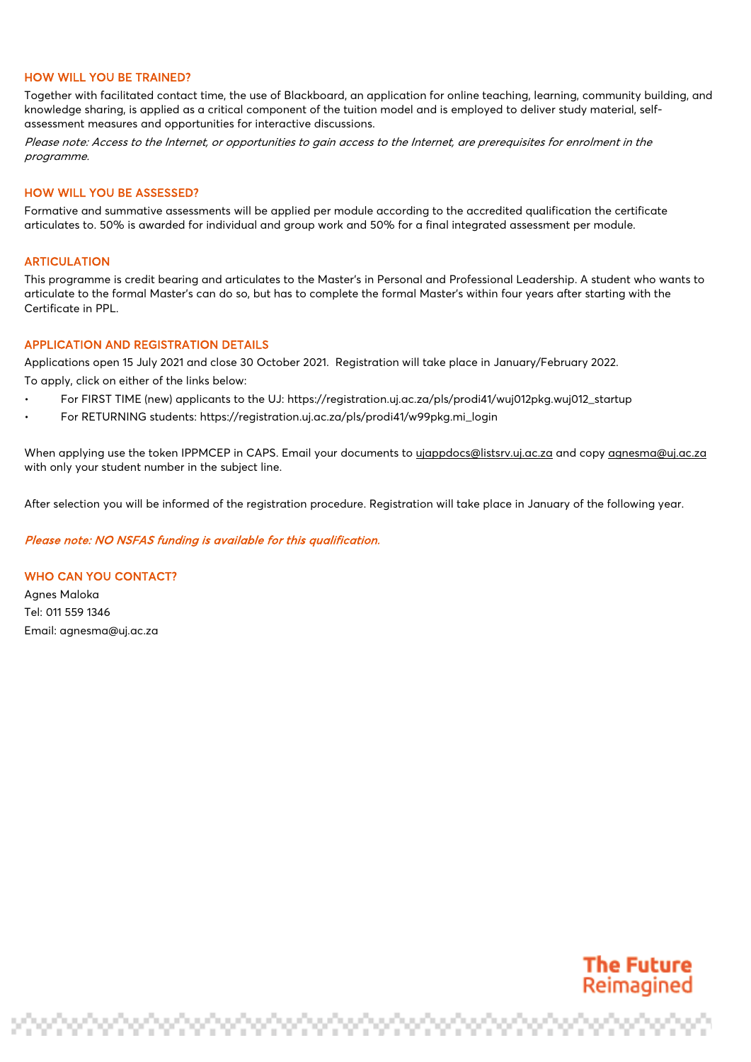## HOW WILL YOU BE TRAINED?

Together with facilitated contact time, the use of Blackboard, an application for online teaching, learning, community building, and knowledge sharing, is applied as a critical component of the tuition model and is employed to deliver study material, self-assessment measures and opportunities for interactive discussions.

*Please note: Access to the Internet, or opportunities to gain access to the Internet, are prerequisites for enrolment in the programme.*

## HOW WILL YOU BE ASSESSED?

Formative and summative assessments will be applied per module according to the accredited qualification the certificate articulates to. 50% is awarded for individual and group work and 50% for a final integrated assessment per module.

## ARTICULATION

This programme is credit bearing and articulates to the Master's in Personal and Professional Leadership. A student who wants to articulate to the formal Master's can do so, but has to complete the formal Master's within four years after starting with the Certificate in PPL.

## APPLICATION AND REGISTRATION DETAILS

Applications open 15 July 2021 and close 30 October 2021. Registration will take place in January/February 2022.

To apply, click on either of the links below:

- For FIRST TIME (new) applicants to the UJ: https://registration.uj.ac.za/pls/prodi41/wuj012pkg.wuj012_startup
- For RETURNING students: https://registration.uj.ac.za/pls/prodi41/w99pkg.mi_login

When applying use the token IPPMCEP in CAPS. Email your documents to ujappdocs@listsrv.uj.ac.za and copy agnesma@uj.ac.za with only your student number in the subject line.

After selection you will be informed of the registration procedure. Registration will take place in January of the following year.

***Please note: NO NSFAS funding is available for this qualification.***

## WHO CAN YOU CONTACT?

Agnes Maloka
Tel: 011 559 1346
Email: agnesma@uj.ac.za

The Future Reimagined